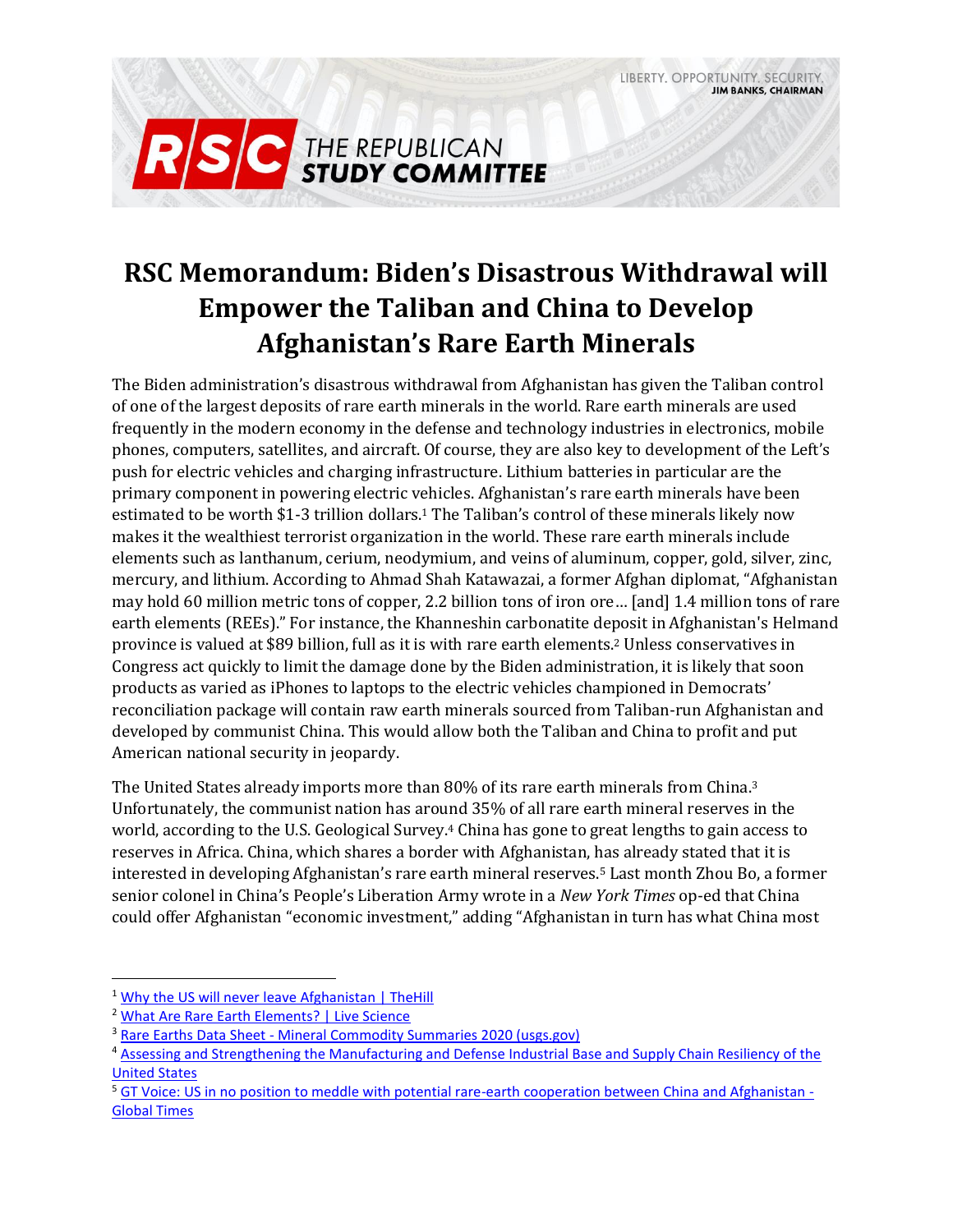LIBERTY. OPPORTUNITY. SECURITY.
**JIM BANKS, CHAIRMAN**

**RSC THE REPUBLICAN STUDY COMMITTEE**

# RSC Memorandum: Biden's Disastrous Withdrawal will Empower the Taliban and China to Develop Afghanistan's Rare Earth Minerals

The Biden administration's disastrous withdrawal from Afghanistan has given the Taliban control of one of the largest deposits of rare earth minerals in the world. Rare earth minerals are used frequently in the modern economy in the defense and technology industries in electronics, mobile phones, computers, satellites, and aircraft. Of course, they are also key to development of the Left's push for electric vehicles and charging infrastructure. Lithium batteries in particular are the primary component in powering electric vehicles. Afghanistan's rare earth minerals have been estimated to be worth $1-3 trillion dollars.[1] The Taliban's control of these minerals likely now makes it the wealthiest terrorist organization in the world. These rare earth minerals include elements such as lanthanum, cerium, neodymium, and veins of aluminum, copper, gold, silver, zinc, mercury, and lithium. According to Ahmad Shah Katawazai, a former Afghan diplomat, "Afghanistan may hold 60 million metric tons of copper, 2.2 billion tons of iron ore… [and] 1.4 million tons of rare earth elements (REEs)." For instance, the Khanneshin carbonatite deposit in Afghanistan's Helmand province is valued at $89 billion, full as it is with rare earth elements.[2] Unless conservatives in Congress act quickly to limit the damage done by the Biden administration, it is likely that soon products as varied as iPhones to laptops to the electric vehicles championed in Democrats' reconciliation package will contain raw earth minerals sourced from Taliban-run Afghanistan and developed by communist China. This would allow both the Taliban and China to profit and put American national security in jeopardy.

The United States already imports more than 80% of its rare earth minerals from China.[3] Unfortunately, the communist nation has around 35% of all rare earth mineral reserves in the world, according to the U.S. Geological Survey.[4] China has gone to great lengths to gain access to reserves in Africa. China, which shares a border with Afghanistan, has already stated that it is interested in developing Afghanistan's rare earth mineral reserves.[5] Last month Zhou Bo, a former senior colonel in China's People's Liberation Army wrote in a *New York Times* op-ed that China could offer Afghanistan "economic investment," adding "Afghanistan in turn has what China most

---

[1] Why the US will never leave Afghanistan | TheHill

[2] What Are Rare Earth Elements? | Live Science

[3] Rare Earths Data Sheet - Mineral Commodity Summaries 2020 (usgs.gov)

[4] Assessing and Strengthening the Manufacturing and Defense Industrial Base and Supply Chain Resiliency of the United States

[5] GT Voice: US in no position to meddle with potential rare-earth cooperation between China and Afghanistan - Global Times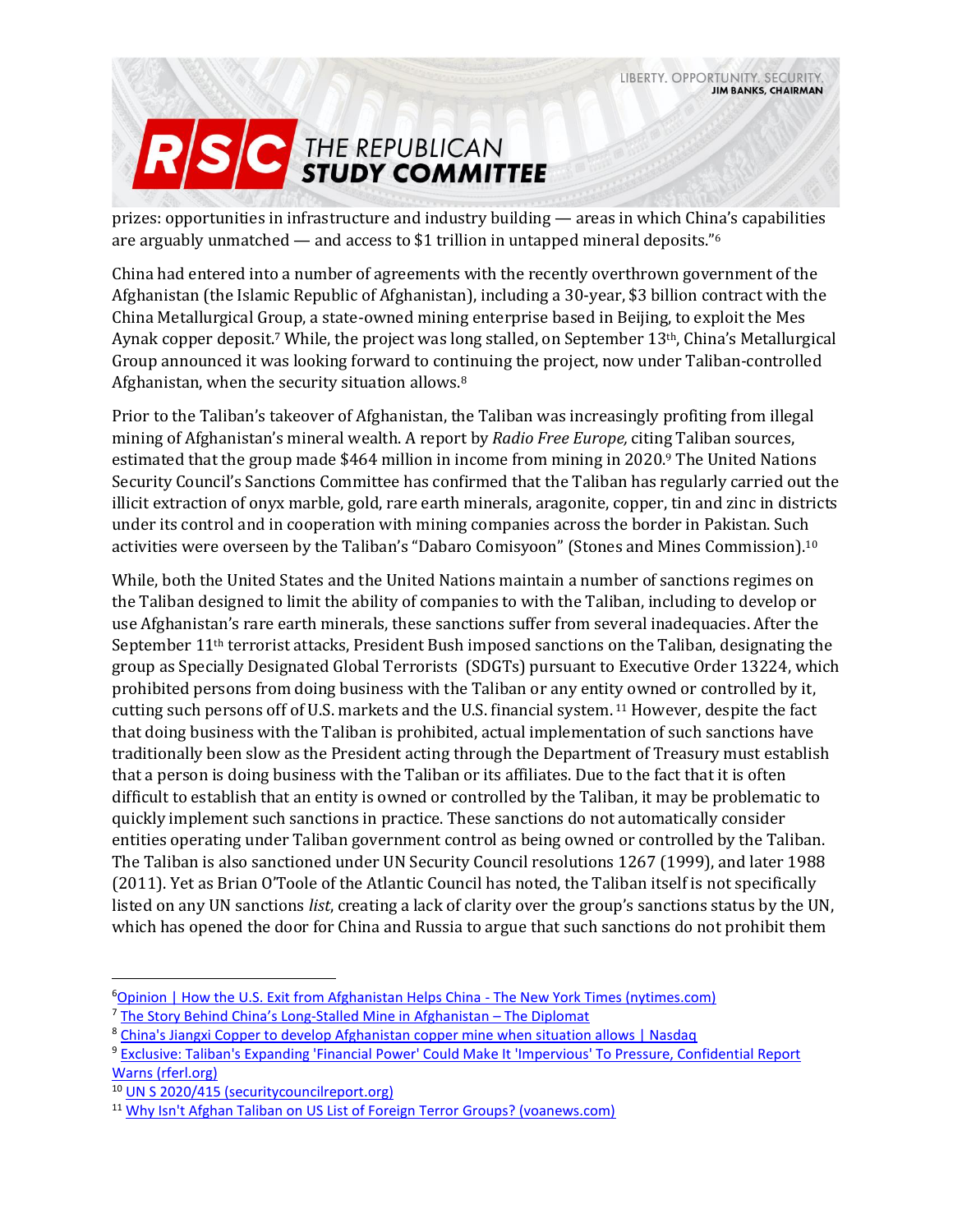prizes: opportunities in infrastructure and industry building — areas in which China's capabilities are arguably unmatched — and access to $1 trillion in untapped mineral deposits."[6]

China had entered into a number of agreements with the recently overthrown government of the Afghanistan (the Islamic Republic of Afghanistan), including a 30-year, $3 billion contract with the China Metallurgical Group, a state-owned mining enterprise based in Beijing, to exploit the Mes Aynak copper deposit.[7] While, the project was long stalled, on September 13th, China's Metallurgical Group announced it was looking forward to continuing the project, now under Taliban-controlled Afghanistan, when the security situation allows.[8]

Prior to the Taliban's takeover of Afghanistan, the Taliban was increasingly profiting from illegal mining of Afghanistan's mineral wealth. A report by *Radio Free Europe,* citing Taliban sources, estimated that the group made $464 million in income from mining in 2020.[9] The United Nations Security Council's Sanctions Committee has confirmed that the Taliban has regularly carried out the illicit extraction of onyx marble, gold, rare earth minerals, aragonite, copper, tin and zinc in districts under its control and in cooperation with mining companies across the border in Pakistan. Such activities were overseen by the Taliban's "Dabaro Comisyoon" (Stones and Mines Commission).[10]

While, both the United States and the United Nations maintain a number of sanctions regimes on the Taliban designed to limit the ability of companies to with the Taliban, including to develop or use Afghanistan's rare earth minerals, these sanctions suffer from several inadequacies. After the September 11th terrorist attacks, President Bush imposed sanctions on the Taliban, designating the group as Specially Designated Global Terrorists (SDGTs) pursuant to Executive Order 13224, which prohibited persons from doing business with the Taliban or any entity owned or controlled by it, cutting such persons off of U.S. markets and the U.S. financial system.[11] However, despite the fact that doing business with the Taliban is prohibited, actual implementation of such sanctions have traditionally been slow as the President acting through the Department of Treasury must establish that a person is doing business with the Taliban or its affiliates. Due to the fact that it is often difficult to establish that an entity is owned or controlled by the Taliban, it may be problematic to quickly implement such sanctions in practice. These sanctions do not automatically consider entities operating under Taliban government control as being owned or controlled by the Taliban. The Taliban is also sanctioned under UN Security Council resolutions 1267 (1999), and later 1988 (2011). Yet as Brian O'Toole of the Atlantic Council has noted, the Taliban itself is not specifically listed on any UN sanctions *list*, creating a lack of clarity over the group's sanctions status by the UN, which has opened the door for China and Russia to argue that such sanctions do not prohibit them

---

[6] Opinion | How the U.S. Exit from Afghanistan Helps China - The New York Times (nytimes.com)

[7] The Story Behind China's Long-Stalled Mine in Afghanistan – The Diplomat

[8] China's Jiangxi Copper to develop Afghanistan copper mine when situation allows | Nasdaq

[9] Exclusive: Taliban's Expanding 'Financial Power' Could Make It 'Impervious' To Pressure, Confidential Report Warns (rferl.org)

[10] UN S 2020/415 (securitycouncilreport.org)

[11] Why Isn't Afghan Taliban on US List of Foreign Terror Groups? (voanews.com)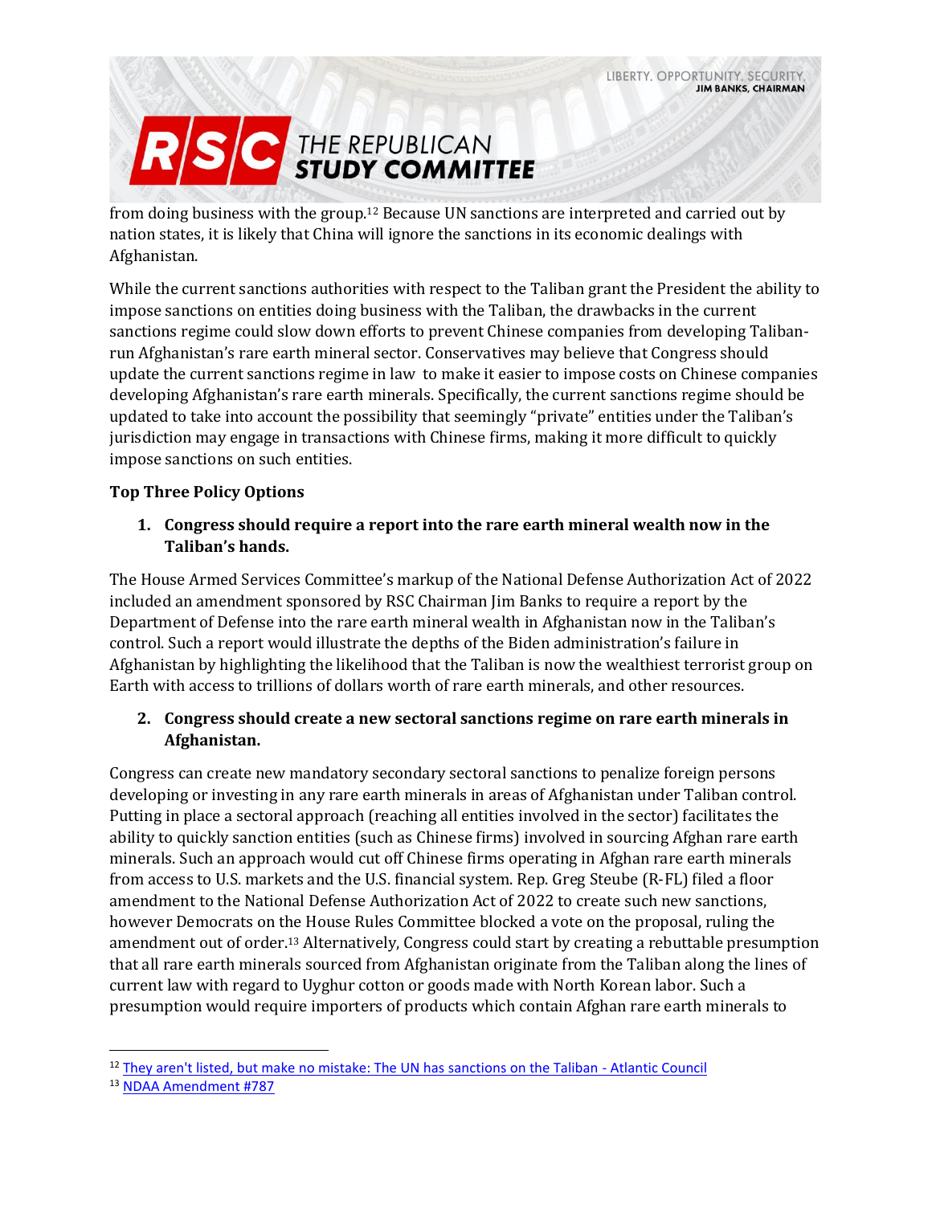from doing business with the group.[12] Because UN sanctions are interpreted and carried out by nation states, it is likely that China will ignore the sanctions in its economic dealings with Afghanistan.

While the current sanctions authorities with respect to the Taliban grant the President the ability to impose sanctions on entities doing business with the Taliban, the drawbacks in the current sanctions regime could slow down efforts to prevent Chinese companies from developing Taliban-run Afghanistan's rare earth mineral sector. Conservatives may believe that Congress should update the current sanctions regime in law to make it easier to impose costs on Chinese companies developing Afghanistan's rare earth minerals. Specifically, the current sanctions regime should be updated to take into account the possibility that seemingly "private" entities under the Taliban's jurisdiction may engage in transactions with Chinese firms, making it more difficult to quickly impose sanctions on such entities.

**Top Three Policy Options**

1. **Congress should require a report into the rare earth mineral wealth now in the Taliban's hands.**

The House Armed Services Committee's markup of the National Defense Authorization Act of 2022 included an amendment sponsored by RSC Chairman Jim Banks to require a report by the Department of Defense into the rare earth mineral wealth in Afghanistan now in the Taliban's control. Such a report would illustrate the depths of the Biden administration's failure in Afghanistan by highlighting the likelihood that the Taliban is now the wealthiest terrorist group on Earth with access to trillions of dollars worth of rare earth minerals, and other resources.

2. **Congress should create a new sectoral sanctions regime on rare earth minerals in Afghanistan.**

Congress can create new mandatory secondary sectoral sanctions to penalize foreign persons developing or investing in any rare earth minerals in areas of Afghanistan under Taliban control. Putting in place a sectoral approach (reaching all entities involved in the sector) facilitates the ability to quickly sanction entities (such as Chinese firms) involved in sourcing Afghan rare earth minerals. Such an approach would cut off Chinese firms operating in Afghan rare earth minerals from access to U.S. markets and the U.S. financial system. Rep. Greg Steube (R-FL) filed a floor amendment to the National Defense Authorization Act of 2022 to create such new sanctions, however Democrats on the House Rules Committee blocked a vote on the proposal, ruling the amendment out of order.[13] Alternatively, Congress could start by creating a rebuttable presumption that all rare earth minerals sourced from Afghanistan originate from the Taliban along the lines of current law with regard to Uyghur cotton or goods made with North Korean labor. Such a presumption would require importers of products which contain Afghan rare earth minerals to

---

[12] They aren't listed, but make no mistake: The UN has sanctions on the Taliban - Atlantic Council

[13] NDAA Amendment #787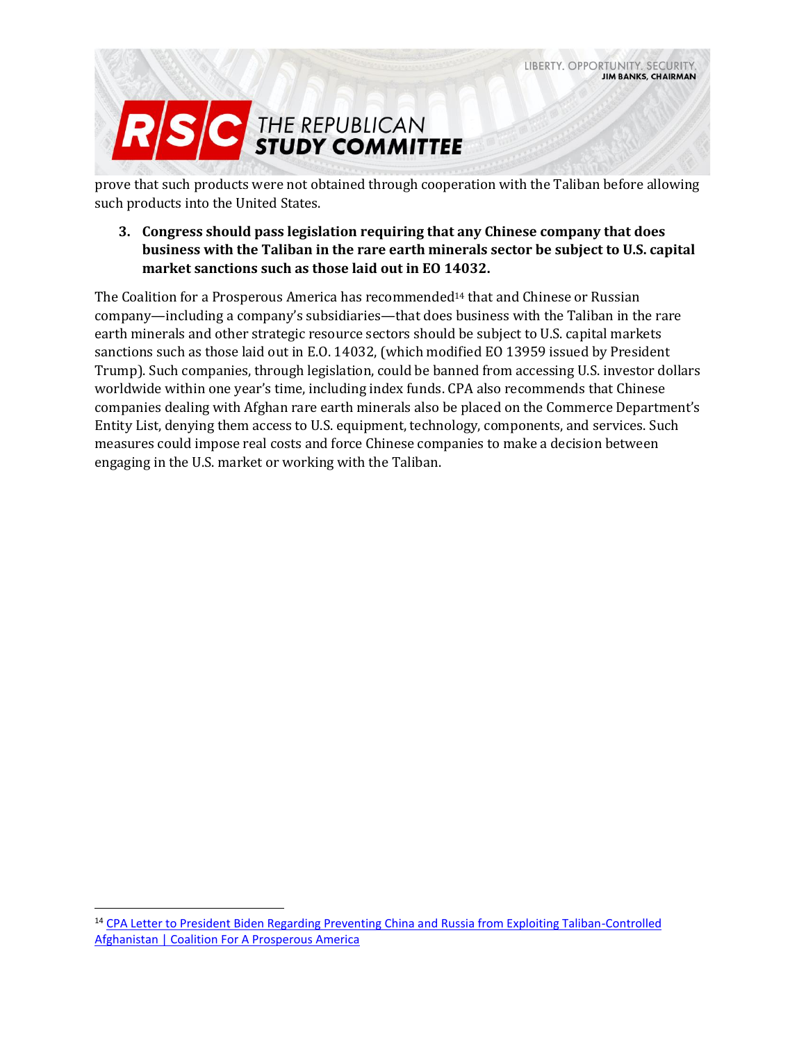prove that such products were not obtained through cooperation with the Taliban before allowing such products into the United States.

3. **Congress should pass legislation requiring that any Chinese company that does business with the Taliban in the rare earth minerals sector be subject to U.S. capital market sanctions such as those laid out in EO 14032.**

The Coalition for a Prosperous America has recommended[14] that and Chinese or Russian company—including a company's subsidiaries—that does business with the Taliban in the rare earth minerals and other strategic resource sectors should be subject to U.S. capital markets sanctions such as those laid out in E.O. 14032, (which modified EO 13959 issued by President Trump). Such companies, through legislation, could be banned from accessing U.S. investor dollars worldwide within one year's time, including index funds. CPA also recommends that Chinese companies dealing with Afghan rare earth minerals also be placed on the Commerce Department's Entity List, denying them access to U.S. equipment, technology, components, and services. Such measures could impose real costs and force Chinese companies to make a decision between engaging in the U.S. market or working with the Taliban.

---

[14] CPA Letter to President Biden Regarding Preventing China and Russia from Exploiting Taliban-Controlled Afghanistan | Coalition For A Prosperous America